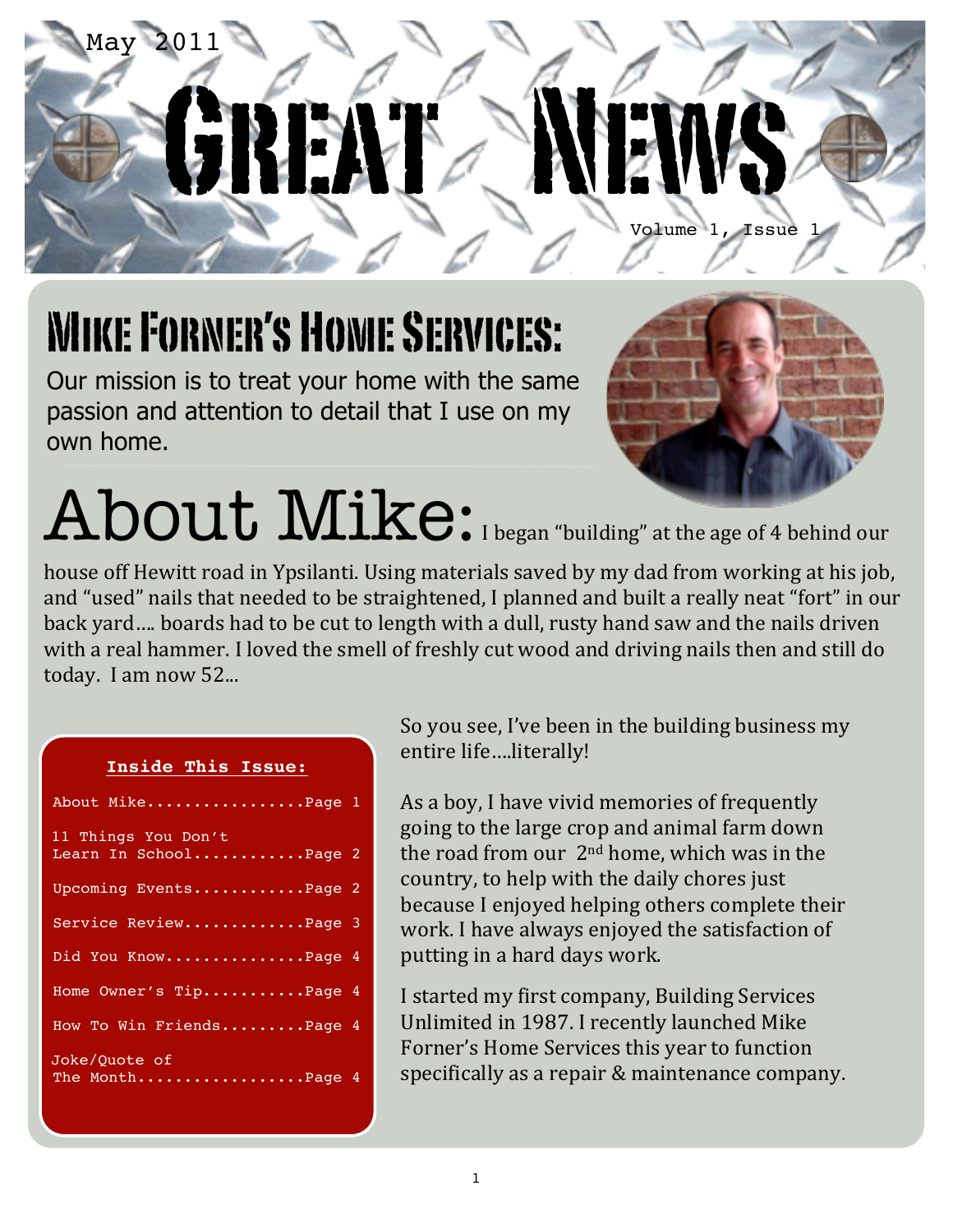May 2011

# Great News

Volume 1, Issue 1

## Mike Forner's Home Services:

Our mission is to treat your home with the same passion and attention to detail that I use on my own home.

## About Mike:

I began "building" at the age of 4 behind our house off Hewitt road in Ypsilanti. Using materials saved by my dad from working at his job, and "used" nails that needed to be straightened, I planned and built a really neat "fort" in our back yard…. boards had to be cut to length with a dull, rusty hand saw and the nails driven with a real hammer. I loved the smell of freshly cut wood and driving nails then and still do today. I am now 52...

**Inside This Issue:**

- About Mike.................Page 1
- 11 Things You Don't Learn In School............Page 2
- Upcoming Events............Page 2
- Service Review.............Page 3
- Did You Know...............Page 4
- Home Owner's Tip...........Page 4
- How To Win Friends.........Page 4
- Joke/Quote of The Month..................Page 4

So you see, I've been in the building business my entire life….literally!

As a boy, I have vivid memories of frequently going to the large crop and animal farm down the road from our 2nd home, which was in the country, to help with the daily chores just because I enjoyed helping others complete their work. I have always enjoyed the satisfaction of putting in a hard days work.

I started my first company, Building Services Unlimited in 1987. I recently launched Mike Forner's Home Services this year to function specifically as a repair & maintenance company.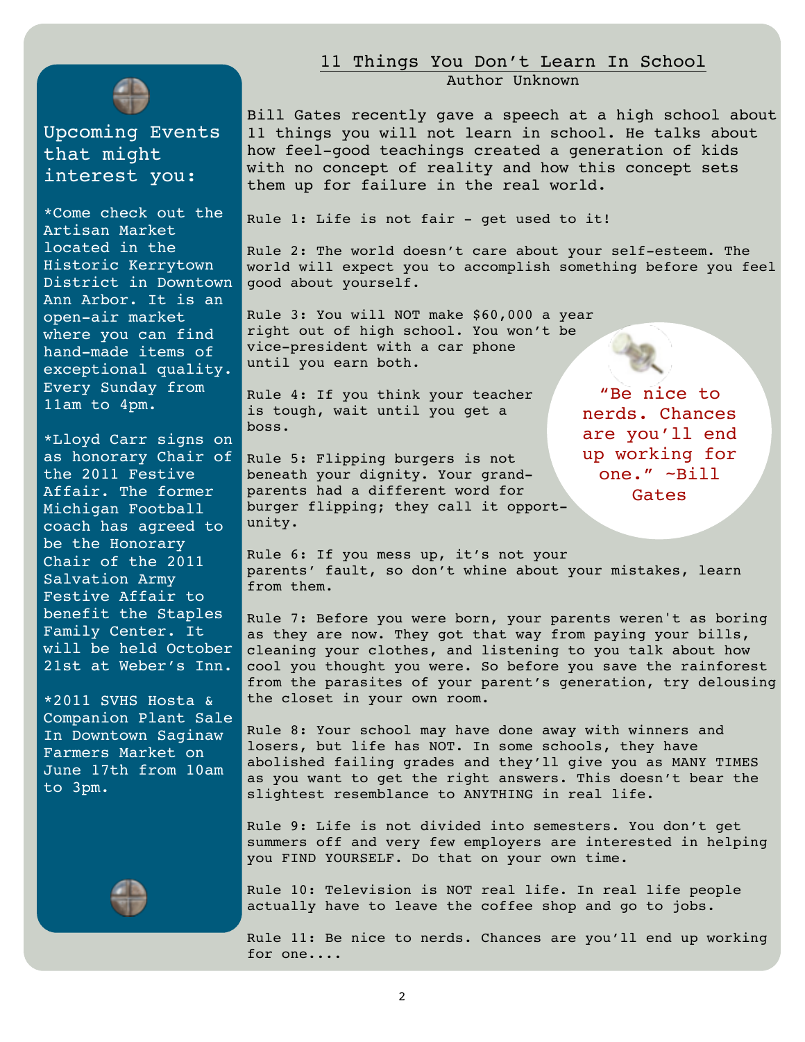## 11 Things You Don't Learn In School

Author Unknown

Bill Gates recently gave a speech at a high school about 11 things you will not learn in school. He talks about how feel-good teachings created a generation of kids with no concept of reality and how this concept sets them up for failure in the real world.

Rule 1: Life is not fair - get used to it!

Rule 2: The world doesn't care about your self-esteem. The world will expect you to accomplish something before you feel good about yourself.

Rule 3: You will NOT make $60,000 a year right out of high school. You won't be vice-president with a car phone until you earn both.

Rule 4: If you think your teacher is tough, wait until you get a boss.

Rule 5: Flipping burgers is not beneath your dignity. Your grandparents had a different word for burger flipping; they call it opportunity.

Rule 6: If you mess up, it's not your parents' fault, so don't whine about your mistakes, learn from them.

Rule 7: Before you were born, your parents weren't as boring as they are now. They got that way from paying your bills, cleaning your clothes, and listening to you talk about how cool you thought you were. So before you save the rainforest from the parasites of your parent's generation, try delousing the closet in your own room.

Rule 8: Your school may have done away with winners and losers, but life has NOT. In some schools, they have abolished failing grades and they'll give you as MANY TIMES as you want to get the right answers. This doesn't bear the slightest resemblance to ANYTHING in real life.

Rule 9: Life is not divided into semesters. You don't get summers off and very few employers are interested in helping you FIND YOURSELF. Do that on your own time.

Rule 10: Television is NOT real life. In real life people actually have to leave the coffee shop and go to jobs.

Rule 11: Be nice to nerds. Chances are you'll end up working for one....

> "Be nice to nerds. Chances are you'll end up working for one." ~Bill Gates

## Upcoming Events that might interest you:

*Come check out the Artisan Market located in the Historic Kerrytown District in Downtown Ann Arbor. It is an open-air market where you can find hand-made items of exceptional quality. Every Sunday from 11am to 4pm.

*Lloyd Carr signs on as honorary Chair of the 2011 Festive Affair. The former Michigan Football coach has agreed to be the Honorary Chair of the 2011 Salvation Army Festive Affair to benefit the Staples Family Center. It will be held October 21st at Weber's Inn.

*2011 SVHS Hosta & Companion Plant Sale In Downtown Saginaw Farmers Market on June 17th from 10am to 3pm.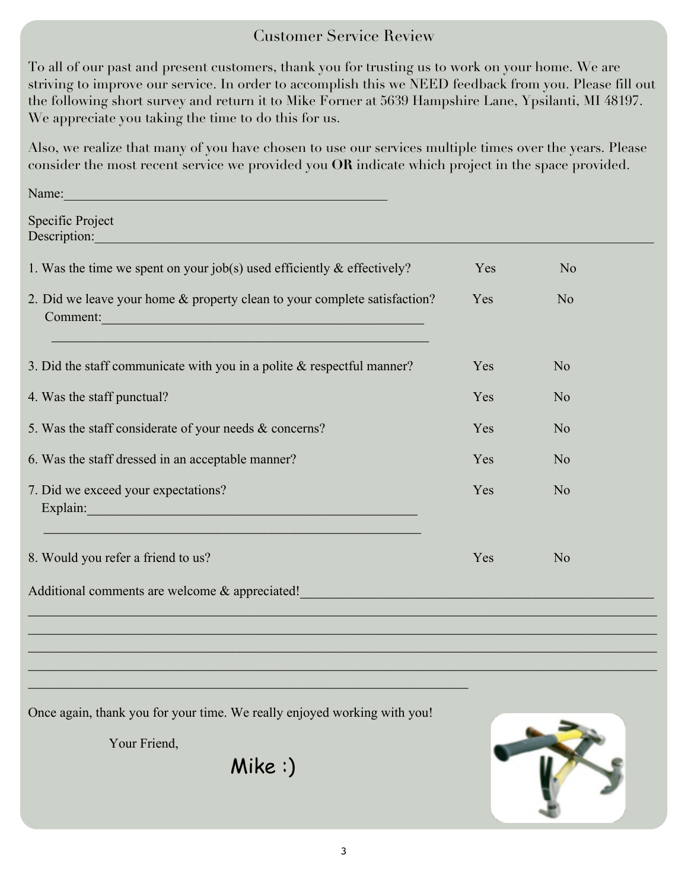## Customer Service Review

To all of our past and present customers, thank you for trusting us to work on your home. We are striving to improve our service. In order to accomplish this we NEED feedback from you. Please fill out the following short survey and return it to Mike Forner at 5639 Hampshire Lane, Ypsilanti, MI 48197. We appreciate you taking the time to do this for us.

Also, we realize that many of you have chosen to use our services multiple times over the years. Please consider the most recent service we provided you **OR** indicate which project in the space provided.

Name:_______________________________________________

Specific Project Description:_______________________________________________________________________________

1. Was the time we spent on your job(s) used efficiently & effectively? Yes No

2. Did we leave your home & property clean to your complete satisfaction? Yes No
   Comment:_______________________________________________
   _______________________________________________________

3. Did the staff communicate with you in a polite & respectful manner? Yes No

4. Was the staff punctual? Yes No

5. Was the staff considerate of your needs & concerns? Yes No

6. Was the staff dressed in an acceptable manner? Yes No

7. Did we exceed your expectations? Yes No
   Explain:_______________________________________________
   _______________________________________________________

8. Would you refer a friend to us? Yes No

Additional comments are welcome & appreciated!____________________________________________________
_______________________________________________________________________________________________
_______________________________________________________________________________________________
_______________________________________________________________________________________________
_______________________________________________________________________________________________
_______________________________________________________________

Once again, thank you for your time. We really enjoyed working with you!

Your Friend,

Mike :)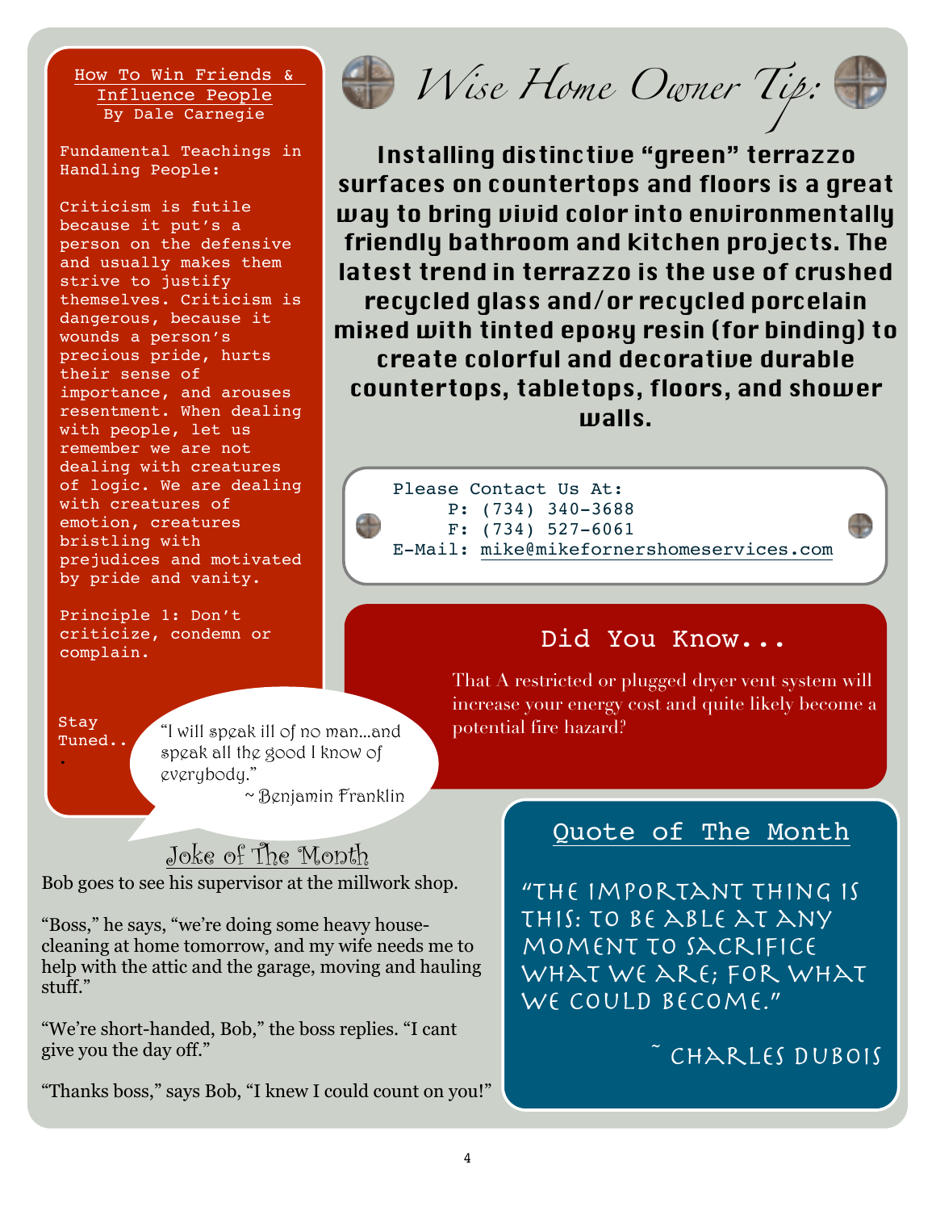## How To Win Friends & Influence People

By Dale Carnegie

Fundamental Teachings in Handling People:

Criticism is futile because it put's a person on the defensive and usually makes them strive to justify themselves. Criticism is dangerous, because it wounds a person's precious pride, hurts their sense of importance, and arouses resentment. When dealing with people, let us remember we are not dealing with creatures of logic. We are dealing with creatures of emotion, creatures bristling with prejudices and motivated by pride and vanity.

Principle 1: Don't criticize, condemn or complain.

Stay Tuned...

"I will speak ill of no man…and speak all the good I know of everybody."
~ Benjamin Franklin

# *Wise Home Owner Tip:*

**Installing distinctive "green" terrazzo surfaces on countertops and floors is a great way to bring vivid color into environmentally friendly bathroom and kitchen projects. The latest trend in terrazzo is the use of crushed recycled glass and/or recycled porcelain mixed with tinted epoxy resin (for binding) to create colorful and decorative durable countertops, tabletops, floors, and shower walls.**

Please Contact Us At:
P: (734) 340-3688
F: (734) 527-6061
E-Mail: mike@mikefornershomeservices.com

## Did You Know...

That A restricted or plugged dryer vent system will increase your energy cost and quite likely become a potential fire hazard?

## Joke of The Month

Bob goes to see his supervisor at the millwork shop.

"Boss," he says, "we're doing some heavy house-cleaning at home tomorrow, and my wife needs me to help with the attic and the garage, moving and hauling stuff."

"We're short-handed, Bob," the boss replies. "I cant give you the day off."

"Thanks boss," says Bob, "I knew I could count on you!"

## Quote of The Month

"THE IMPORTANT THING IS THIS: TO BE ABLE AT ANY MOMENT TO SACRIFICE WHAT WE ARE; FOR WHAT WE COULD BECOME."

~ CHARLES DUBOIS